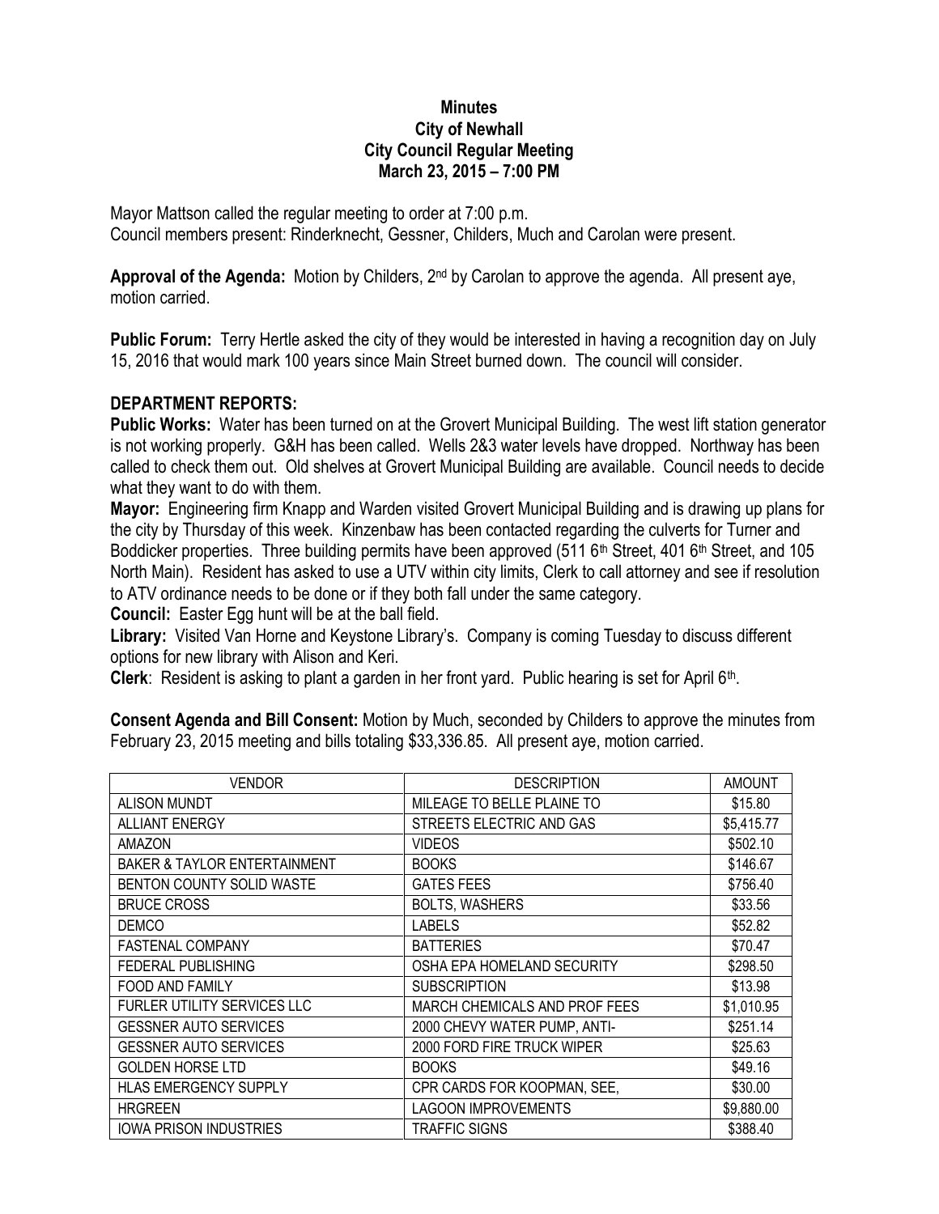**Minutes**
**City of Newhall**
**City Council Regular Meeting**
**March 23, 2015 – 7:00 PM**

Mayor Mattson called the regular meeting to order at 7:00 p.m.
Council members present: Rinderknecht, Gessner, Childers, Much and Carolan were present.

**Approval of the Agenda:** Motion by Childers, 2nd by Carolan to approve the agenda. All present aye, motion carried.

**Public Forum:** Terry Hertle asked the city of they would be interested in having a recognition day on July 15, 2016 that would mark 100 years since Main Street burned down. The council will consider.

## DEPARTMENT REPORTS:

**Public Works:** Water has been turned on at the Grovert Municipal Building. The west lift station generator is not working properly. G&H has been called. Wells 2&3 water levels have dropped. Northway has been called to check them out. Old shelves at Grovert Municipal Building are available. Council needs to decide what they want to do with them.

**Mayor:** Engineering firm Knapp and Warden visited Grovert Municipal Building and is drawing up plans for the city by Thursday of this week. Kinzenbaw has been contacted regarding the culverts for Turner and Boddicker properties. Three building permits have been approved (511 6th Street, 401 6th Street, and 105 North Main). Resident has asked to use a UTV within city limits, Clerk to call attorney and see if resolution to ATV ordinance needs to be done or if they both fall under the same category.

**Council:** Easter Egg hunt will be at the ball field.

**Library:** Visited Van Horne and Keystone Library's. Company is coming Tuesday to discuss different options for new library with Alison and Keri.

**Clerk**: Resident is asking to plant a garden in her front yard. Public hearing is set for April 6th.

**Consent Agenda and Bill Consent:** Motion by Much, seconded by Childers to approve the minutes from February 23, 2015 meeting and bills totaling $33,336.85. All present aye, motion carried.

| VENDOR | DESCRIPTION | AMOUNT |
|---|---|---|
| ALISON MUNDT | MILEAGE TO BELLE PLAINE TO | $15.80 |
| ALLIANT ENERGY | STREETS ELECTRIC AND GAS | $5,415.77 |
| AMAZON | VIDEOS | $502.10 |
| BAKER & TAYLOR ENTERTAINMENT | BOOKS | $146.67 |
| BENTON COUNTY SOLID WASTE | GATES FEES | $756.40 |
| BRUCE CROSS | BOLTS, WASHERS | $33.56 |
| DEMCO | LABELS | $52.82 |
| FASTENAL COMPANY | BATTERIES | $70.47 |
| FEDERAL PUBLISHING | OSHA EPA HOMELAND SECURITY | $298.50 |
| FOOD AND FAMILY | SUBSCRIPTION | $13.98 |
| FURLER UTILITY SERVICES LLC | MARCH CHEMICALS AND PROF FEES | $1,010.95 |
| GESSNER AUTO SERVICES | 2000 CHEVY WATER PUMP, ANTI- | $251.14 |
| GESSNER AUTO SERVICES | 2000 FORD FIRE TRUCK WIPER | $25.63 |
| GOLDEN HORSE LTD | BOOKS | $49.16 |
| HLAS EMERGENCY SUPPLY | CPR CARDS FOR KOOPMAN, SEE, | $30.00 |
| HRGREEN | LAGOON IMPROVEMENTS | $9,880.00 |
| IOWA PRISON INDUSTRIES | TRAFFIC SIGNS | $388.40 |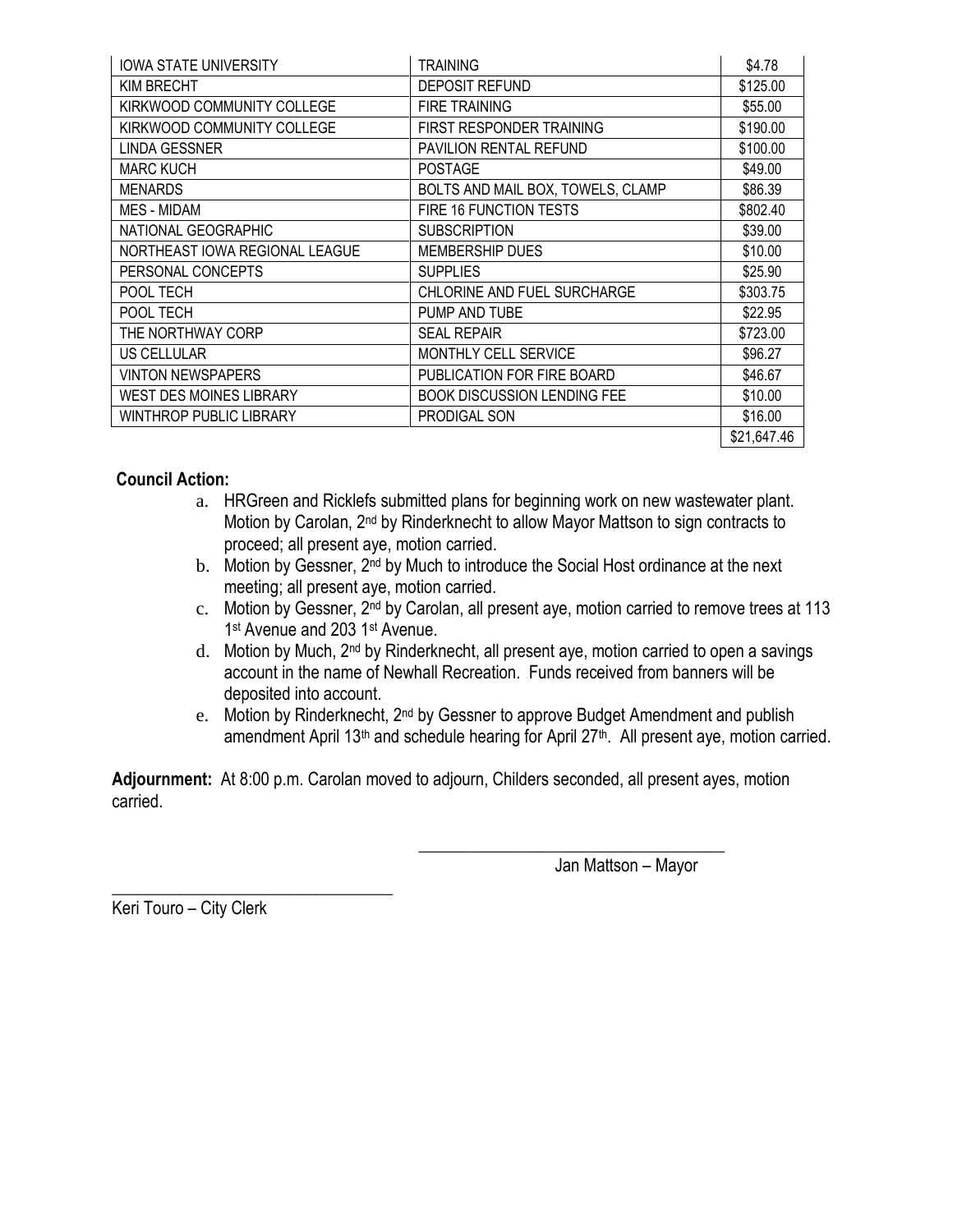| | | |
|---|---|---|
| IOWA STATE UNIVERSITY | TRAINING | $4.78 |
| KIM BRECHT | DEPOSIT REFUND | $125.00 |
| KIRKWOOD COMMUNITY COLLEGE | FIRE TRAINING | $55.00 |
| KIRKWOOD COMMUNITY COLLEGE | FIRST RESPONDER TRAINING | $190.00 |
| LINDA GESSNER | PAVILION RENTAL REFUND | $100.00 |
| MARC KUCH | POSTAGE | $49.00 |
| MENARDS | BOLTS AND MAIL BOX, TOWELS, CLAMP | $86.39 |
| MES - MIDAM | FIRE 16 FUNCTION TESTS | $802.40 |
| NATIONAL GEOGRAPHIC | SUBSCRIPTION | $39.00 |
| NORTHEAST IOWA REGIONAL LEAGUE | MEMBERSHIP DUES | $10.00 |
| PERSONAL CONCEPTS | SUPPLIES | $25.90 |
| POOL TECH | CHLORINE AND FUEL SURCHARGE | $303.75 |
| POOL TECH | PUMP AND TUBE | $22.95 |
| THE NORTHWAY CORP | SEAL REPAIR | $723.00 |
| US CELLULAR | MONTHLY CELL SERVICE | $96.27 |
| VINTON NEWSPAPERS | PUBLICATION FOR FIRE BOARD | $46.67 |
| WEST DES MOINES LIBRARY | BOOK DISCUSSION LENDING FEE | $10.00 |
| WINTHROP PUBLIC LIBRARY | PRODIGAL SON | $16.00 |
| | | $21,647.46 |

**Council Action:**

a. HRGreen and Ricklefs submitted plans for beginning work on new wastewater plant. Motion by Carolan, 2nd by Rinderknecht to allow Mayor Mattson to sign contracts to proceed; all present aye, motion carried.
b. Motion by Gessner, 2nd by Much to introduce the Social Host ordinance at the next meeting; all present aye, motion carried.
c. Motion by Gessner, 2nd by Carolan, all present aye, motion carried to remove trees at 113 1st Avenue and 203 1st Avenue.
d. Motion by Much, 2nd by Rinderknecht, all present aye, motion carried to open a savings account in the name of Newhall Recreation. Funds received from banners will be deposited into account.
e. Motion by Rinderknecht, 2nd by Gessner to approve Budget Amendment and publish amendment April 13th and schedule hearing for April 27th. All present aye, motion carried.

**Adjournment:** At 8:00 p.m. Carolan moved to adjourn, Childers seconded, all present ayes, motion carried.

\_\_\_\_\_\_\_\_\_\_\_\_\_\_\_\_\_\_\_\_\_\_\_\_\_\_\_\_\_\_\_\_\_\_\_\_
Jan Mattson – Mayor

\_\_\_\_\_\_\_\_\_\_\_\_\_\_\_\_\_\_\_\_\_\_\_\_\_\_\_\_\_\_\_\_\_\_\_\_
Keri Touro – City Clerk